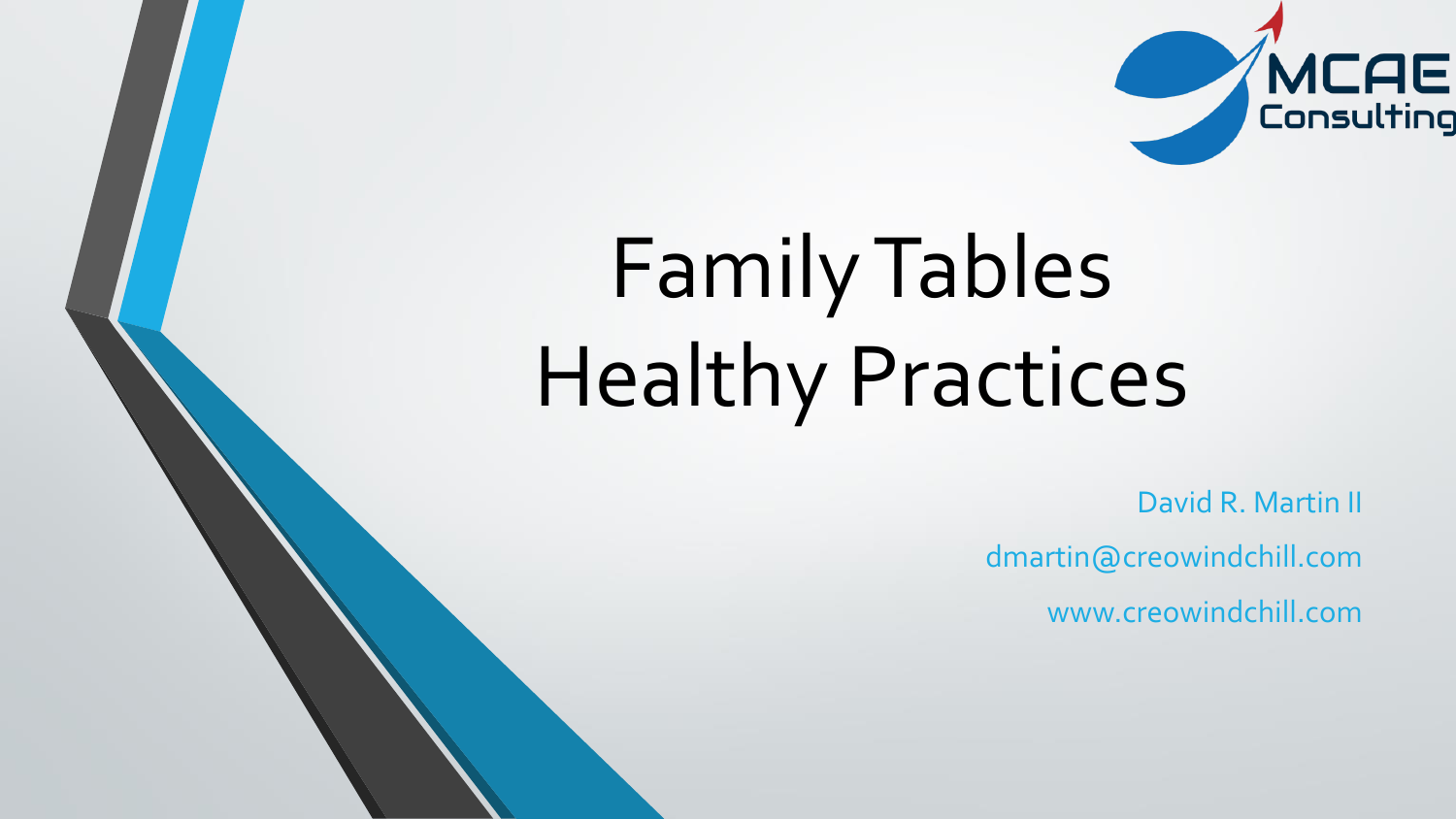# Family Tables Healthy Practices

David R. Martin II

dmartin@creowindchill.com

www.creowindchill.com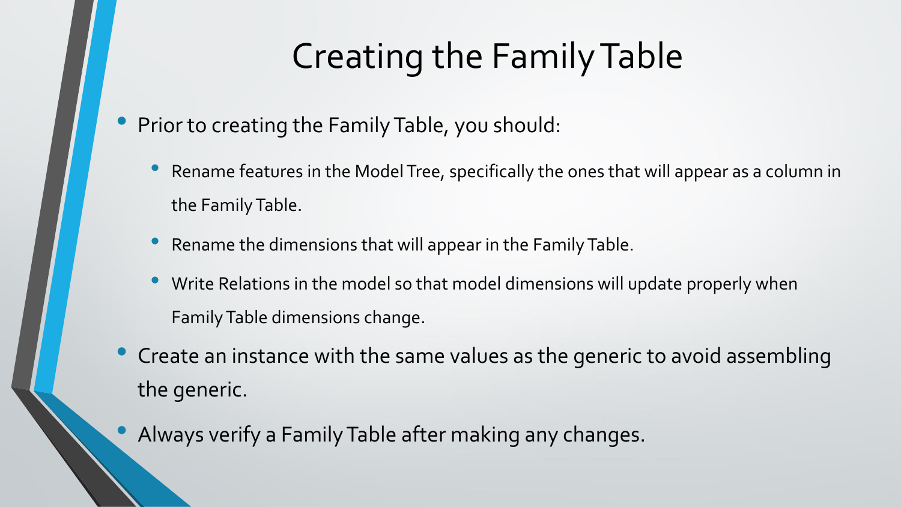# Creating the Family Table

- Prior to creating the Family Table, you should:
  - Rename features in the Model Tree, specifically the ones that will appear as a column in the Family Table.
  - Rename the dimensions that will appear in the Family Table.
  - Write Relations in the model so that model dimensions will update properly when Family Table dimensions change.
- Create an instance with the same values as the generic to avoid assembling the generic.
- Always verify a Family Table after making any changes.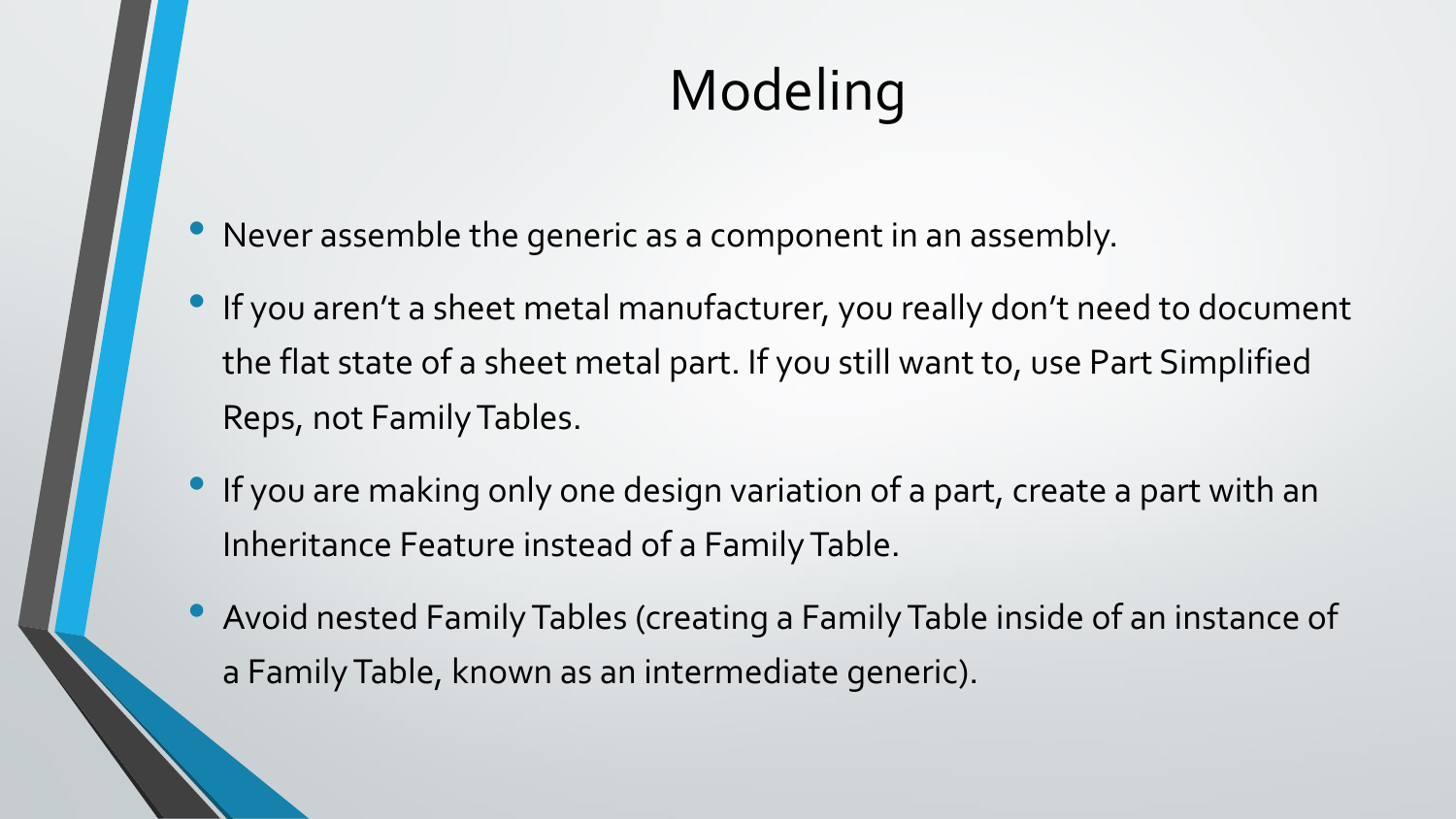# Modeling

- Never assemble the generic as a component in an assembly.
- If you aren't a sheet metal manufacturer, you really don't need to document the flat state of a sheet metal part. If you still want to, use Part Simplified Reps, not Family Tables.
- If you are making only one design variation of a part, create a part with an Inheritance Feature instead of a Family Table.
- Avoid nested Family Tables (creating a Family Table inside of an instance of a Family Table, known as an intermediate generic).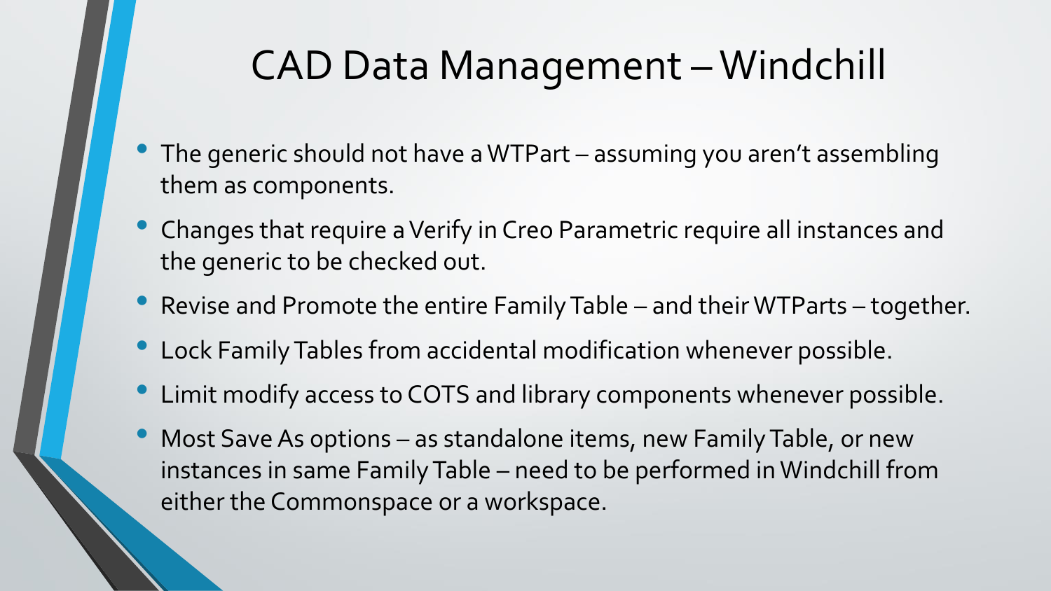# CAD Data Management – Windchill

- The generic should not have a WTPart – assuming you aren't assembling them as components.
- Changes that require a Verify in Creo Parametric require all instances and the generic to be checked out.
- Revise and Promote the entire Family Table – and their WTParts – together.
- Lock Family Tables from accidental modification whenever possible.
- Limit modify access to COTS and library components whenever possible.
- Most Save As options – as standalone items, new Family Table, or new instances in same Family Table – need to be performed in Windchill from either the Commonspace or a workspace.